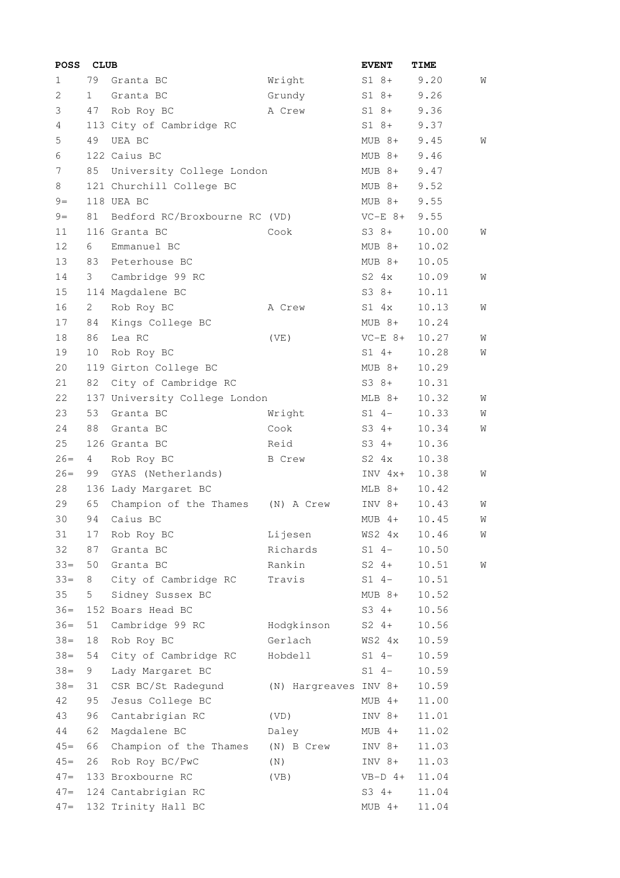| POSS | CLUB | | | EVENT | TIME | |
|---|---|---|---|---|---|---|
| 1 | 79 | Granta BC | Wright | S1 8+ | 9.20 | W |
| 2 | 1 | Granta BC | Grundy | S1 8+ | 9.26 | |
| 3 | 47 | Rob Roy BC | A Crew | S1 8+ | 9.36 | |
| 4 | 113 | City of Cambridge RC | | S1 8+ | 9.37 | |
| 5 | 49 | UEA BC | | MUB 8+ | 9.45 | W |
| 6 | 122 | Caius BC | | MUB 8+ | 9.46 | |
| 7 | 85 | University College London | | MUB 8+ | 9.47 | |
| 8 | 121 | Churchill College BC | | MUB 8+ | 9.52 | |
| 9= | 118 | UEA BC | | MUB 8+ | 9.55 | |
| 9= | 81 | Bedford RC/Broxbourne RC (VD) | | VC-E 8+ | 9.55 | |
| 11 | 116 | Granta BC | Cook | S3 8+ | 10.00 | W |
| 12 | 6 | Emmanuel BC | | MUB 8+ | 10.02 | |
| 13 | 83 | Peterhouse BC | | MUB 8+ | 10.05 | |
| 14 | 3 | Cambridge 99 RC | | S2 4x | 10.09 | W |
| 15 | 114 | Magdalene BC | | S3 8+ | 10.11 | |
| 16 | 2 | Rob Roy BC | A Crew | S1 4x | 10.13 | W |
| 17 | 84 | Kings College BC | | MUB 8+ | 10.24 | |
| 18 | 86 | Lea RC | (VE) | VC-E 8+ | 10.27 | W |
| 19 | 10 | Rob Roy BC | | S1 4+ | 10.28 | W |
| 20 | 119 | Girton College BC | | MUB 8+ | 10.29 | |
| 21 | 82 | City of Cambridge RC | | S3 8+ | 10.31 | |
| 22 | 137 | University College London | | MLB 8+ | 10.32 | W |
| 23 | 53 | Granta BC | Wright | S1 4- | 10.33 | W |
| 24 | 88 | Granta BC | Cook | S3 4+ | 10.34 | W |
| 25 | 126 | Granta BC | Reid | S3 4+ | 10.36 | |
| 26= | 4 | Rob Roy BC | B Crew | S2 4x | 10.38 | |
| 26= | 99 | GYAS (Netherlands) | | INV 4x+ | 10.38 | W |
| 28 | 136 | Lady Margaret BC | | MLB 8+ | 10.42 | |
| 29 | 65 | Champion of the Thames | (N) A Crew | INV 8+ | 10.43 | W |
| 30 | 94 | Caius BC | | MUB 4+ | 10.45 | W |
| 31 | 17 | Rob Roy BC | Lijesen | WS2 4x | 10.46 | W |
| 32 | 87 | Granta BC | Richards | S1 4- | 10.50 | |
| 33= | 50 | Granta BC | Rankin | S2 4+ | 10.51 | W |
| 33= | 8 | City of Cambridge RC | Travis | S1 4- | 10.51 | |
| 35 | 5 | Sidney Sussex BC | | MUB 8+ | 10.52 | |
| 36= | 152 | Boars Head BC | | S3 4+ | 10.56 | |
| 36= | 51 | Cambridge 99 RC | Hodgkinson | S2 4+ | 10.56 | |
| 38= | 18 | Rob Roy BC | Gerlach | WS2 4x | 10.59 | |
| 38= | 54 | City of Cambridge RC | Hobdell | S1 4- | 10.59 | |
| 38= | 9 | Lady Margaret BC | | S1 4- | 10.59 | |
| 38= | 31 | CSR BC/St Radegund | (N) Hargreaves | INV 8+ | 10.59 | |
| 42 | 95 | Jesus College BC | | MUB 4+ | 11.00 | |
| 43 | 96 | Cantabrigian RC | (VD) | INV 8+ | 11.01 | |
| 44 | 62 | Magdalene BC | Daley | MUB 4+ | 11.02 | |
| 45= | 66 | Champion of the Thames | (N) B Crew | INV 8+ | 11.03 | |
| 45= | 26 | Rob Roy BC/PwC | (N) | INV 8+ | 11.03 | |
| 47= | 133 | Broxbourne RC | (VB) | VB-D 4+ | 11.04 | |
| 47= | 124 | Cantabrigian RC | | S3 4+ | 11.04 | |
| 47= | 132 | Trinity Hall BC | | MUB 4+ | 11.04 | |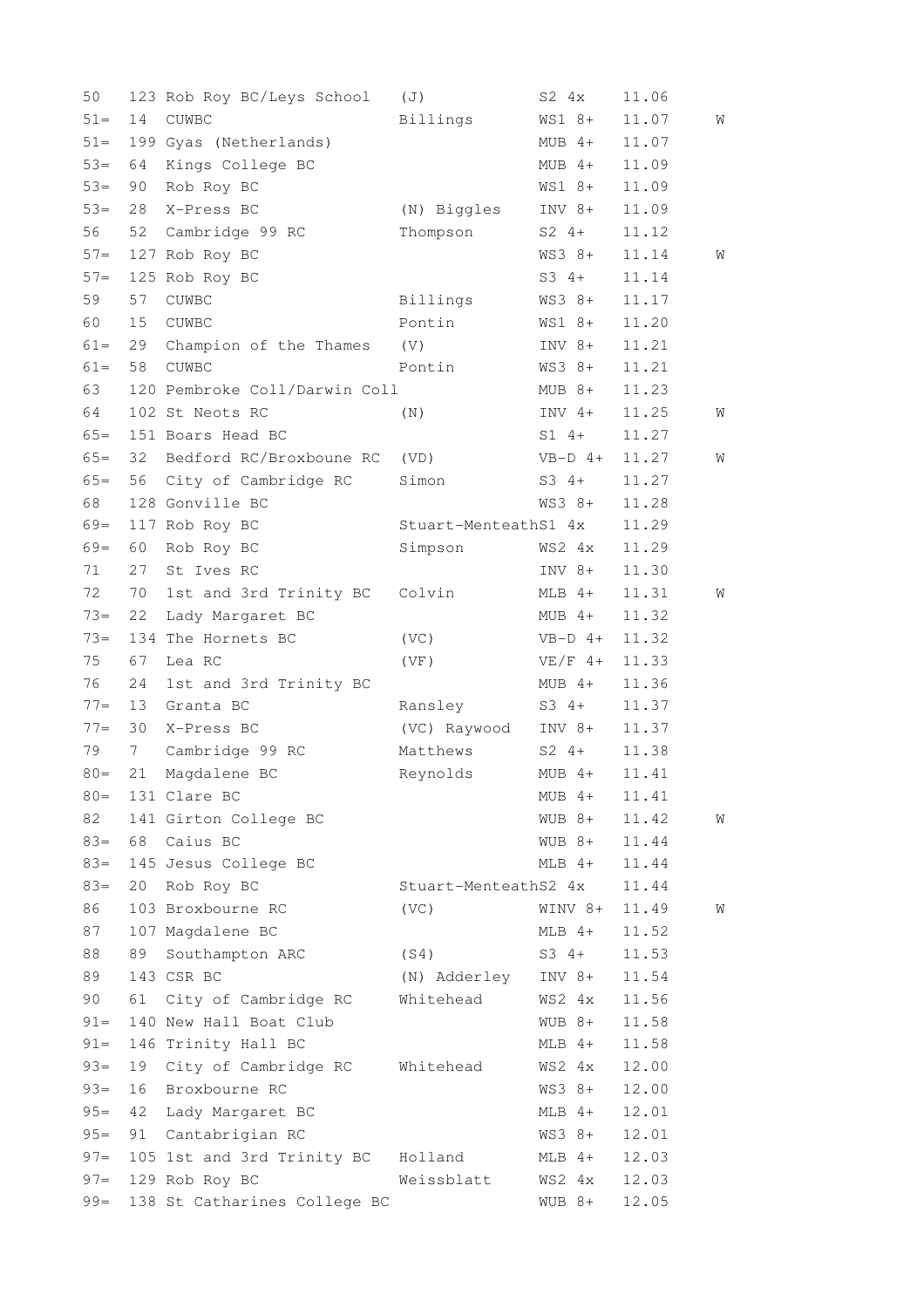| Pos | No | Club | Crew | Category | Time | |
|---|---|---|---|---|---|---|
| 50 | 123 | Rob Roy BC/Leys School | (J) | S2 4x | 11.06 | |
| 51= | 14 | CUWBC | Billings | WS1 8+ | 11.07 | W |
| 51= | 199 | Gyas (Netherlands) | | MUB 4+ | 11.07 | |
| 53= | 64 | Kings College BC | | MUB 4+ | 11.09 | |
| 53= | 90 | Rob Roy BC | | WS1 8+ | 11.09 | |
| 53= | 28 | X-Press BC | (N) Biggles | INV 8+ | 11.09 | |
| 56 | 52 | Cambridge 99 RC | Thompson | S2 4+ | 11.12 | |
| 57= | 127 | Rob Roy BC | | WS3 8+ | 11.14 | W |
| 57= | 125 | Rob Roy BC | | S3 4+ | 11.14 | |
| 59 | 57 | CUWBC | Billings | WS3 8+ | 11.17 | |
| 60 | 15 | CUWBC | Pontin | WS1 8+ | 11.20 | |
| 61= | 29 | Champion of the Thames | (V) | INV 8+ | 11.21 | |
| 61= | 58 | CUWBC | Pontin | WS3 8+ | 11.21 | |
| 63 | 120 | Pembroke Coll/Darwin Coll | | MUB 8+ | 11.23 | |
| 64 | 102 | St Neots RC | (N) | INV 4+ | 11.25 | W |
| 65= | 151 | Boars Head BC | | S1 4+ | 11.27 | |
| 65= | 32 | Bedford RC/Broxboune RC | (VD) | VB-D 4+ | 11.27 | W |
| 65= | 56 | City of Cambridge RC | Simon | S3 4+ | 11.27 | |
| 68 | 128 | Gonville BC | | WS3 8+ | 11.28 | |
| 69= | 117 | Rob Roy BC | Stuart-Menteath | S1 4x | 11.29 | |
| 69= | 60 | Rob Roy BC | Simpson | WS2 4x | 11.29 | |
| 71 | 27 | St Ives RC | | INV 8+ | 11.30 | |
| 72 | 70 | 1st and 3rd Trinity BC | Colvin | MLB 4+ | 11.31 | W |
| 73= | 22 | Lady Margaret BC | | MUB 4+ | 11.32 | |
| 73= | 134 | The Hornets BC | (VC) | VB-D 4+ | 11.32 | |
| 75 | 67 | Lea RC | (VF) | VE/F 4+ | 11.33 | |
| 76 | 24 | 1st and 3rd Trinity BC | | MUB 4+ | 11.36 | |
| 77= | 13 | Granta BC | Ransley | S3 4+ | 11.37 | |
| 77= | 30 | X-Press BC | (VC) Raywood | INV 8+ | 11.37 | |
| 79 | 7 | Cambridge 99 RC | Matthews | S2 4+ | 11.38 | |
| 80= | 21 | Magdalene BC | Reynolds | MUB 4+ | 11.41 | |
| 80= | 131 | Clare BC | | MUB 4+ | 11.41 | |
| 82 | 141 | Girton College BC | | WUB 8+ | 11.42 | W |
| 83= | 68 | Caius BC | | WUB 8+ | 11.44 | |
| 83= | 145 | Jesus College BC | | MLB 4+ | 11.44 | |
| 83= | 20 | Rob Roy BC | Stuart-Menteath | S2 4x | 11.44 | |
| 86 | 103 | Broxbourne RC | (VC) | WINV 8+ | 11.49 | W |
| 87 | 107 | Magdalene BC | | MLB 4+ | 11.52 | |
| 88 | 89 | Southampton ARC | (S4) | S3 4+ | 11.53 | |
| 89 | 143 | CSR BC | (N) Adderley | INV 8+ | 11.54 | |
| 90 | 61 | City of Cambridge RC | Whitehead | WS2 4x | 11.56 | |
| 91= | 140 | New Hall Boat Club | | WUB 8+ | 11.58 | |
| 91= | 146 | Trinity Hall BC | | MLB 4+ | 11.58 | |
| 93= | 19 | City of Cambridge RC | Whitehead | WS2 4x | 12.00 | |
| 93= | 16 | Broxbourne RC | | WS3 8+ | 12.00 | |
| 95= | 42 | Lady Margaret BC | | MLB 4+ | 12.01 | |
| 95= | 91 | Cantabrigian RC | | WS3 8+ | 12.01 | |
| 97= | 105 | 1st and 3rd Trinity BC | Holland | MLB 4+ | 12.03 | |
| 97= | 129 | Rob Roy BC | Weissblatt | WS2 4x | 12.03 | |
| 99= | 138 | St Catharines College BC | | WUB 8+ | 12.05 | |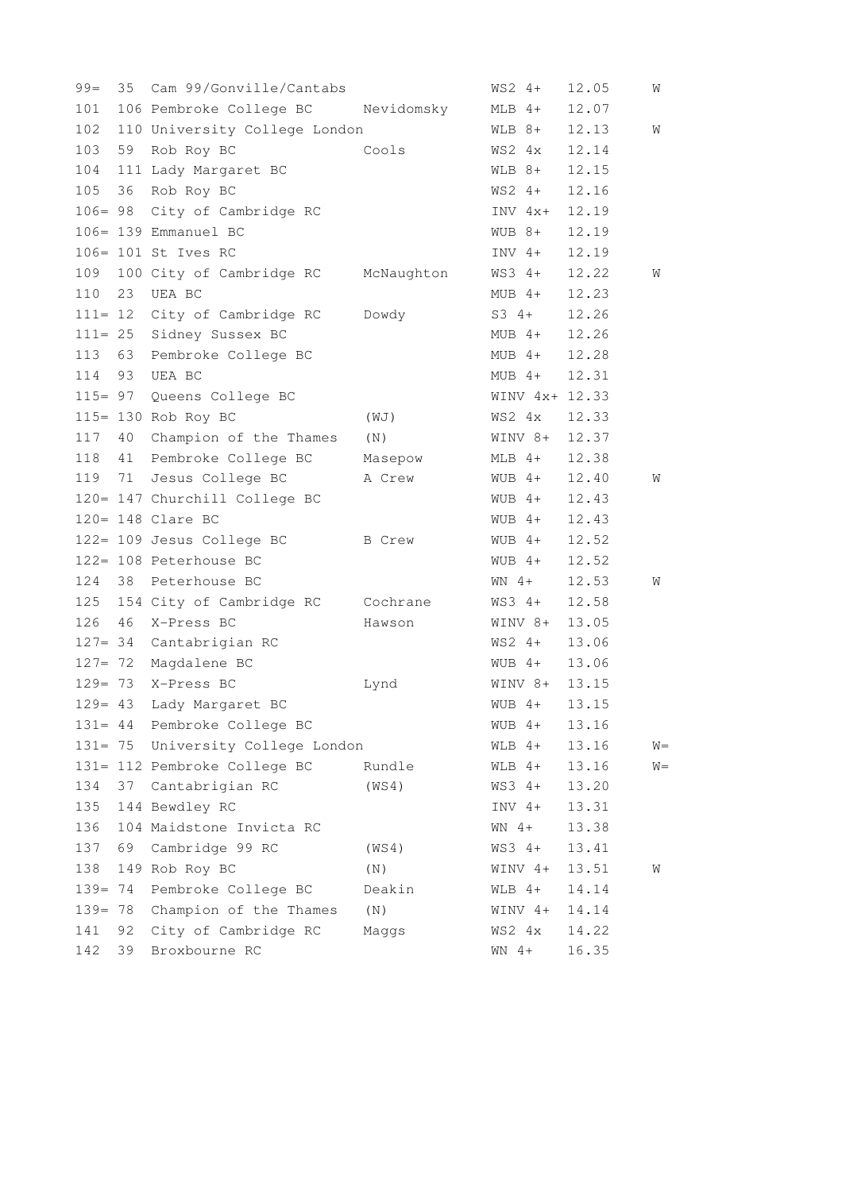| | | | | | | |
|---|---|---|---|---|---|---|
| 99= | 35 | Cam 99/Gonville/Cantabs | | WS2 4+ | 12.05 | W |
| 101 | 106 | Pembroke College BC | Nevidomsky | MLB 4+ | 12.07 | |
| 102 | 110 | University College London | | WLB 8+ | 12.13 | W |
| 103 | 59 | Rob Roy BC | Cools | WS2 4x | 12.14 | |
| 104 | 111 | Lady Margaret BC | | WLB 8+ | 12.15 | |
| 105 | 36 | Rob Roy BC | | WS2 4+ | 12.16 | |
| 106= | 98 | City of Cambridge RC | | INV 4x+ | 12.19 | |
| 106= | 139 | Emmanuel BC | | WUB 8+ | 12.19 | |
| 106= | 101 | St Ives RC | | INV 4+ | 12.19 | |
| 109 | 100 | City of Cambridge RC | McNaughton | WS3 4+ | 12.22 | W |
| 110 | 23 | UEA BC | | MUB 4+ | 12.23 | |
| 111= | 12 | City of Cambridge RC | Dowdy | S3 4+ | 12.26 | |
| 111= | 25 | Sidney Sussex BC | | MUB 4+ | 12.26 | |
| 113 | 63 | Pembroke College BC | | MUB 4+ | 12.28 | |
| 114 | 93 | UEA BC | | MUB 4+ | 12.31 | |
| 115= | 97 | Queens College BC | | WINV 4x+ | 12.33 | |
| 115= | 130 | Rob Roy BC | (WJ) | WS2 4x | 12.33 | |
| 117 | 40 | Champion of the Thames | (N) | WINV 8+ | 12.37 | |
| 118 | 41 | Pembroke College BC | Masepow | MLB 4+ | 12.38 | |
| 119 | 71 | Jesus College BC | A Crew | WUB 4+ | 12.40 | W |
| 120= | 147 | Churchill College BC | | WUB 4+ | 12.43 | |
| 120= | 148 | Clare BC | | WUB 4+ | 12.43 | |
| 122= | 109 | Jesus College BC | B Crew | WUB 4+ | 12.52 | |
| 122= | 108 | Peterhouse BC | | WUB 4+ | 12.52 | |
| 124 | 38 | Peterhouse BC | | WN 4+ | 12.53 | W |
| 125 | 154 | City of Cambridge RC | Cochrane | WS3 4+ | 12.58 | |
| 126 | 46 | X-Press BC | Hawson | WINV 8+ | 13.05 | |
| 127= | 34 | Cantabrigian RC | | WS2 4+ | 13.06 | |
| 127= | 72 | Magdalene BC | | WUB 4+ | 13.06 | |
| 129= | 73 | X-Press BC | Lynd | WINV 8+ | 13.15 | |
| 129= | 43 | Lady Margaret BC | | WUB 4+ | 13.15 | |
| 131= | 44 | Pembroke College BC | | WUB 4+ | 13.16 | |
| 131= | 75 | University College London | | WLB 4+ | 13.16 | W= |
| 131= | 112 | Pembroke College BC | Rundle | WLB 4+ | 13.16 | W= |
| 134 | 37 | Cantabrigian RC | (WS4) | WS3 4+ | 13.20 | |
| 135 | 144 | Bewdley RC | | INV 4+ | 13.31 | |
| 136 | 104 | Maidstone Invicta RC | | WN 4+ | 13.38 | |
| 137 | 69 | Cambridge 99 RC | (WS4) | WS3 4+ | 13.41 | |
| 138 | 149 | Rob Roy BC | (N) | WINV 4+ | 13.51 | W |
| 139= | 74 | Pembroke College BC | Deakin | WLB 4+ | 14.14 | |
| 139= | 78 | Champion of the Thames | (N) | WINV 4+ | 14.14 | |
| 141 | 92 | City of Cambridge RC | Maggs | WS2 4x | 14.22 | |
| 142 | 39 | Broxbourne RC | | WN 4+ | 16.35 | |